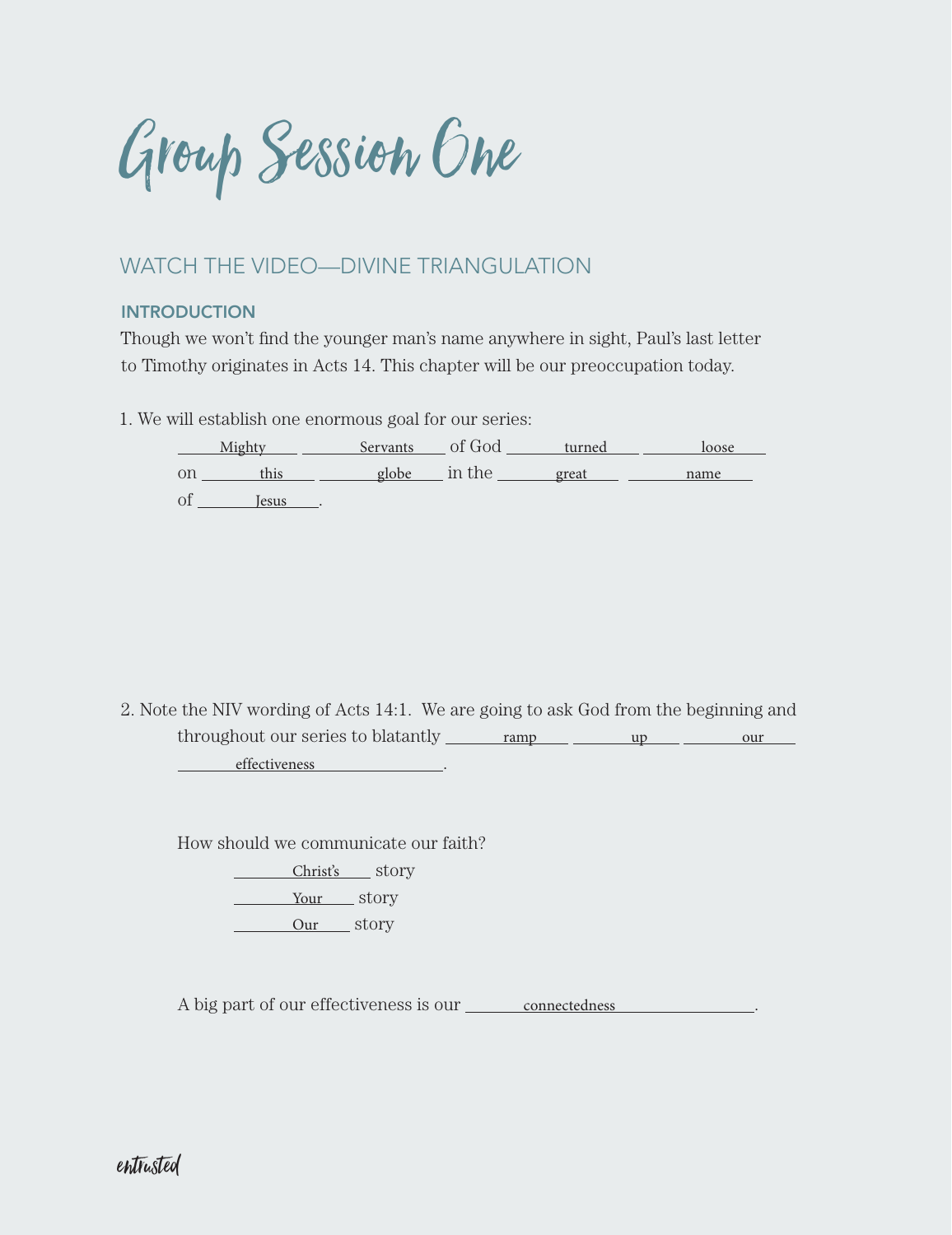# Group Session One

## WATCH THE VIDEO—DIVINE TRIANGULATION

### INTRODUCTION

Though we won't find the younger man's name anywhere in sight, Paul's last letter to Timothy originates in Acts 14. This chapter will be our preoccupation today.

1. We will establish one enormous goal for our series:

   Mighty Servants of God turned loose on this globe in the great name of Jesus.

2. Note the NIV wording of Acts 14:1. We are going to ask God from the beginning and throughout our series to blatantly ramp up our effectiveness.

   How should we communicate our faith?

   - Christ's story
   - Your story
   - Our story

   A big part of our effectiveness is our connectedness.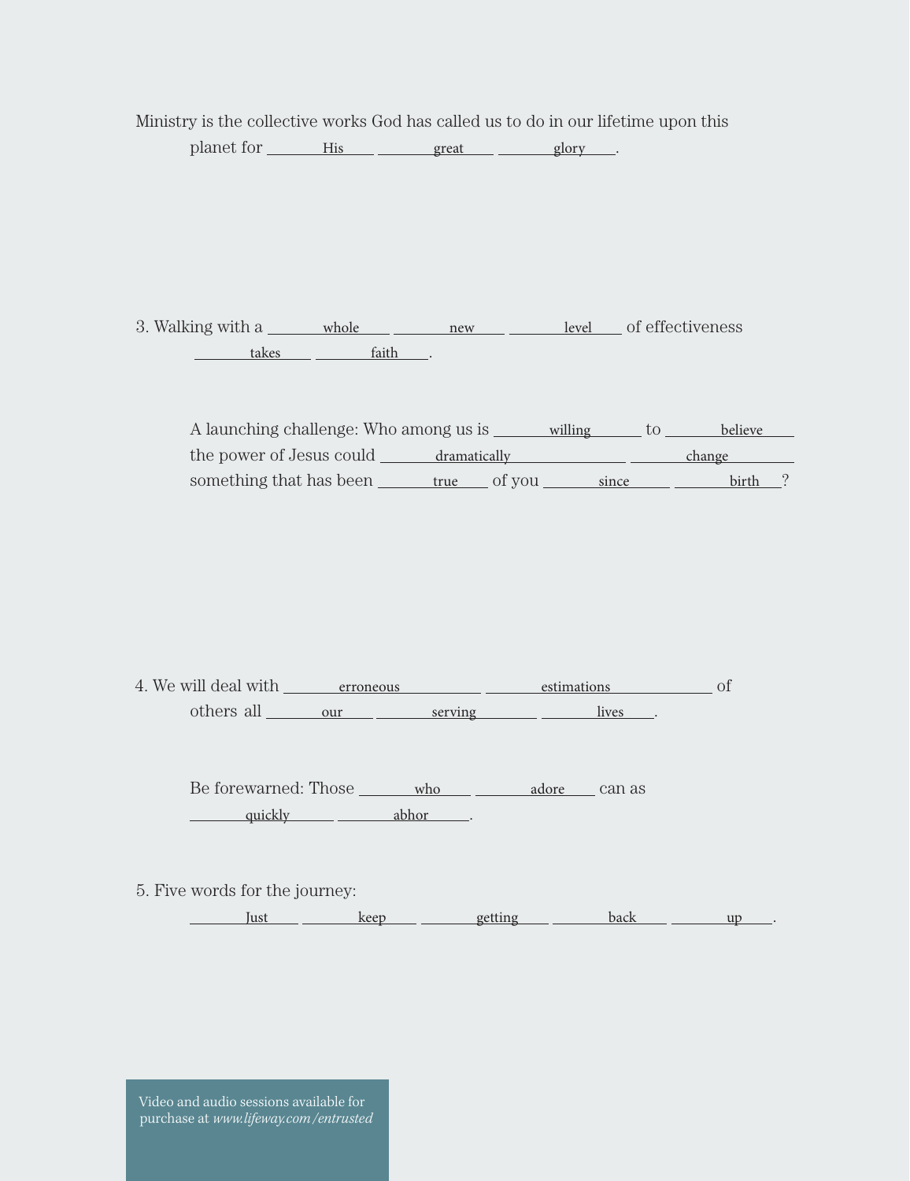Ministry is the collective works God has called us to do in our lifetime upon this planet for ___His___ ___great___ ___glory___.

3. Walking with a ___whole___ ___new___ ___level___ of effectiveness ___takes___ ___faith___.

A launching challenge: Who among us is ___willing___ to ___believe___ the power of Jesus could ___dramatically___ ___change___ something that has been ___true___ of you ___since___ ___birth___?

4. We will deal with ___erroneous___ ___estimations___ of others all ___our___ ___serving___ ___lives___.

Be forewarned: Those ___who___ ___adore___ can as ___quickly___ ___abhor___.

5. Five words for the journey: ___Just___ ___keep___ ___getting___ ___back___ ___up___.

Video and audio sessions available for purchase at *www.lifeway.com/entrusted*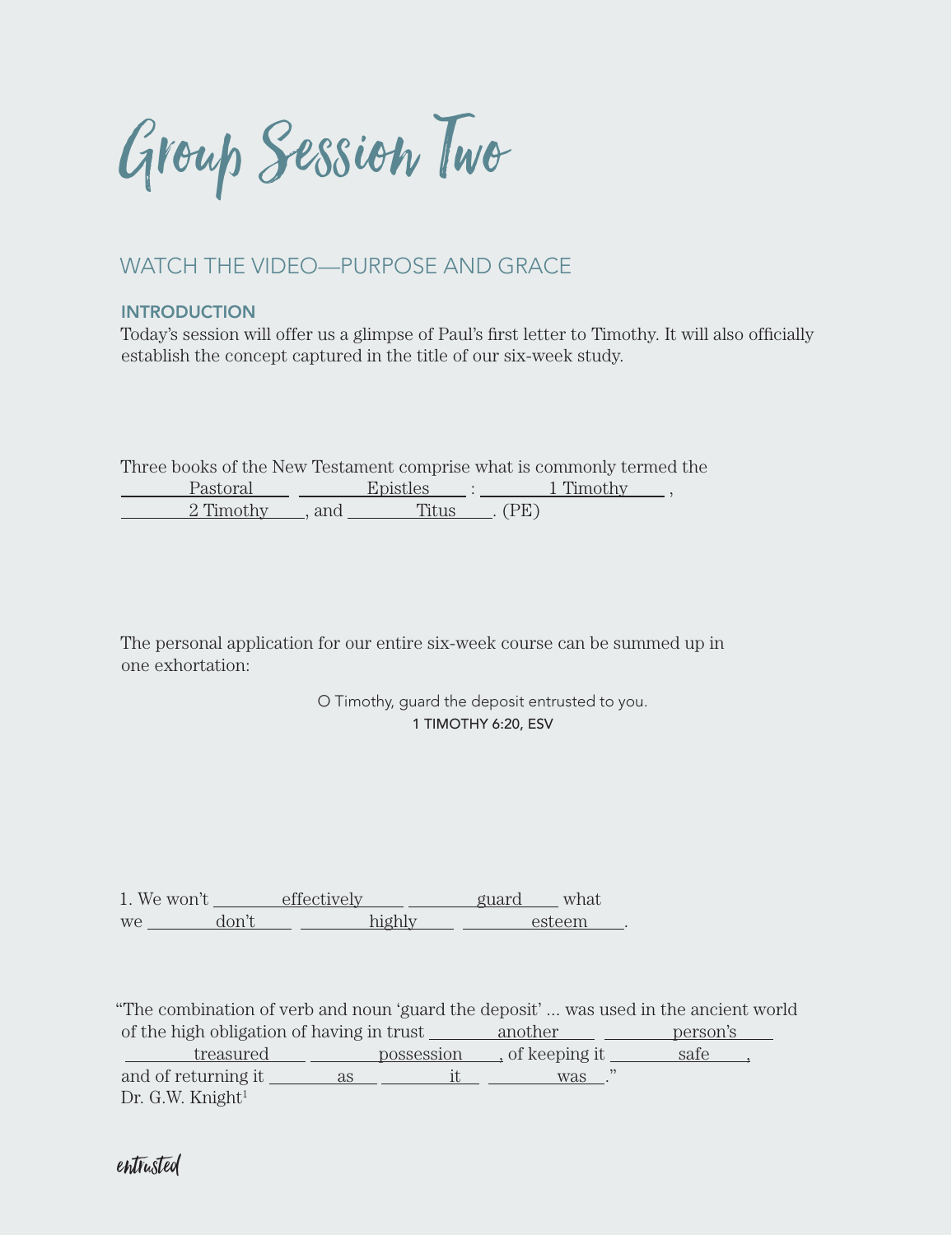# Group Session Two

## WATCH THE VIDEO—PURPOSE AND GRACE

### INTRODUCTION

Today's session will offer us a glimpse of Paul's first letter to Timothy. It will also officially establish the concept captured in the title of our six-week study.

Three books of the New Testament comprise what is commonly termed the Pastoral Epistles: 1 Timothy, 2 Timothy, and Titus. (PE)

The personal application for our entire six-week course can be summed up in one exhortation:

> O Timothy, guard the deposit entrusted to you.
>
> 1 TIMOTHY 6:20, ESV

1. We won't effectively guard what we don't highly esteem.

"The combination of verb and noun 'guard the deposit' ... was used in the ancient world of the high obligation of having in trust another person's treasured possession, of keeping it safe, and of returning it as it was."
Dr. G.W. Knight[1]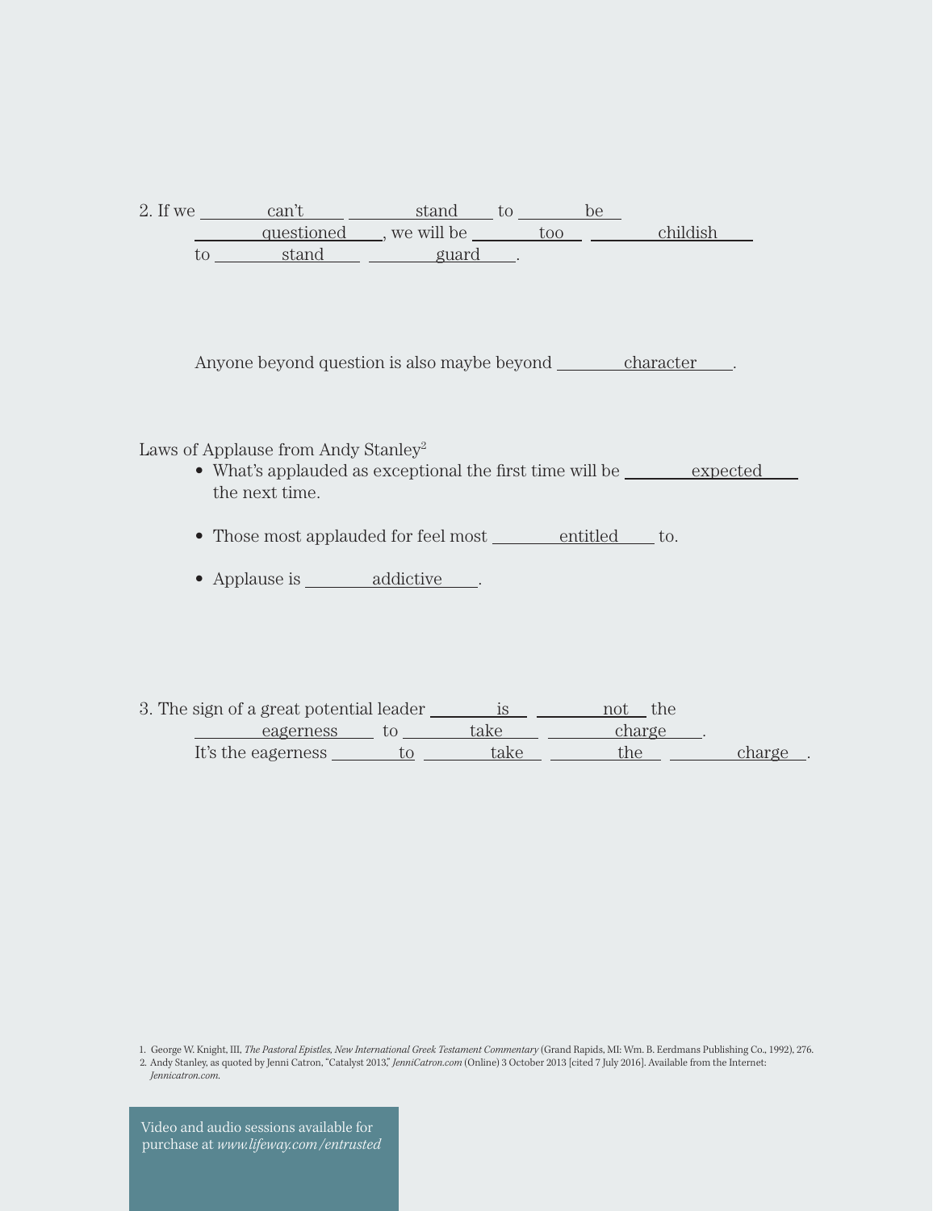2. If we can't stand to be questioned, we will be too childish to stand guard.

Anyone beyond question is also maybe beyond character.

Laws of Applause from Andy Stanley[2]

- What's applauded as exceptional the first time will be expected the next time.
- Those most applauded for feel most entitled to.
- Applause is addictive.

3. The sign of a great potential leader is not the eagerness to take charge.
   It's the eagerness to take the charge.

1. George W. Knight, III, *The Pastoral Epistles, New International Greek Testament Commentary* (Grand Rapids, MI: Wm. B. Eerdmans Publishing Co., 1992), 276.
2. Andy Stanley, as quoted by Jenni Catron, "Catalyst 2013," *JenniCatron.com* (Online) 3 October 2013 [cited 7 July 2016]. Available from the Internet: *Jennicatron.com*.

Video and audio sessions available for purchase at *www.lifeway.com/entrusted*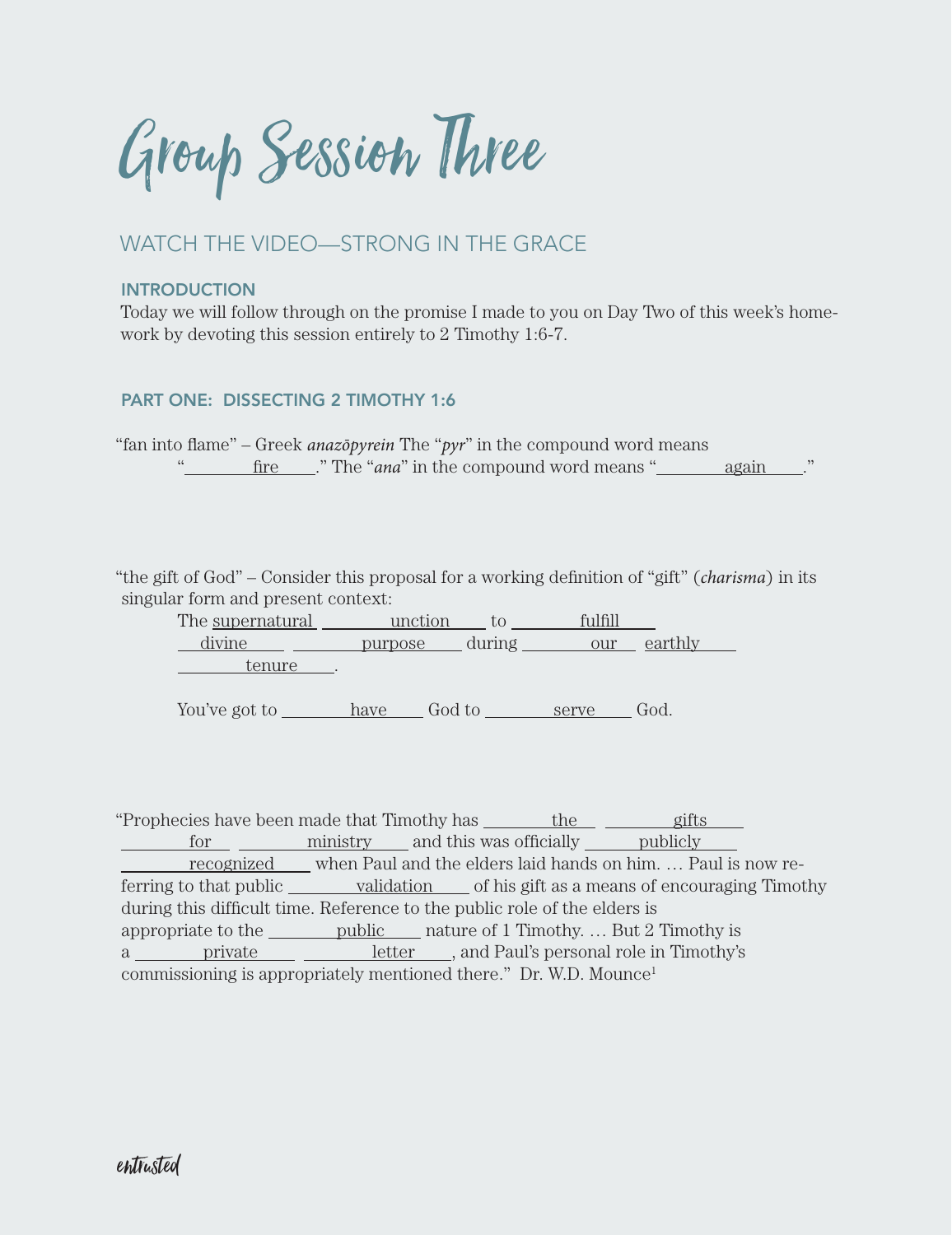# Group Session Three

## WATCH THE VIDEO—STRONG IN THE GRACE

### INTRODUCTION

Today we will follow through on the promise I made to you on Day Two of this week's homework by devoting this session entirely to 2 Timothy 1:6-7.

### PART ONE: DISSECTING 2 TIMOTHY 1:6

"fan into flame" – Greek *anazōpyrein* The "*pyr*" in the compound word means "fire." The "*ana*" in the compound word means "again."

"the gift of God" – Consider this proposal for a working definition of "gift" (*charisma*) in its singular form and present context:

The supernatural unction to fulfill divine purpose during our earthly tenure.

You've got to have God to serve God.

"Prophecies have been made that Timothy has the gifts for ministry and this was officially publicly recognized when Paul and the elders laid hands on him. … Paul is now referring to that public validation of his gift as a means of encouraging Timothy during this difficult time. Reference to the public role of the elders is appropriate to the public nature of 1 Timothy. … But 2 Timothy is a private letter, and Paul's personal role in Timothy's commissioning is appropriately mentioned there." Dr. W.D. Mounce[1]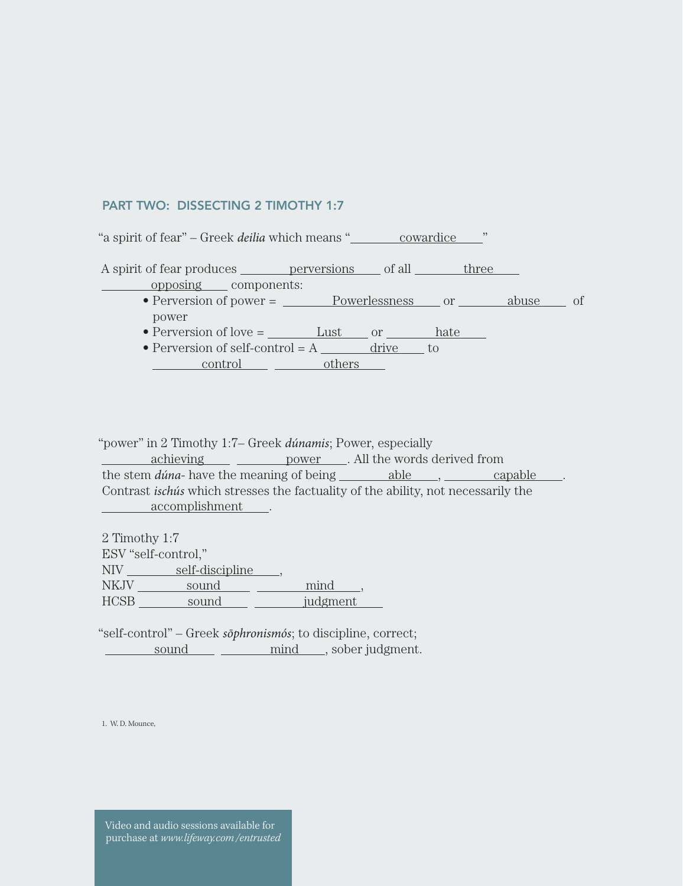## PART TWO: DISSECTING 2 TIMOTHY 1:7

"a spirit of fear" – Greek *deilia* which means "cowardice"

A spirit of fear produces perversions of all three opposing components:

- Perversion of power = Powerlessness or abuse of power
- Perversion of love = Lust or hate
- Perversion of self-control = A drive to control others

"power" in 2 Timothy 1:7– Greek *dúnamis*; Power, especially achieving power. All the words derived from the stem *dúna-* have the meaning of being able, capable. Contrast *ischús* which stresses the factuality of the ability, not necessarily the accomplishment.

2 Timothy 1:7
ESV "self-control,"
NIV self-discipline,
NKJV sound mind,
HCSB sound judgment

"self-control" – Greek *sōphronismós*; to discipline, correct; sound mind, sober judgment.

1. W. D. Mounce,

Video and audio sessions available for purchase at *www.lifeway.com/entrusted*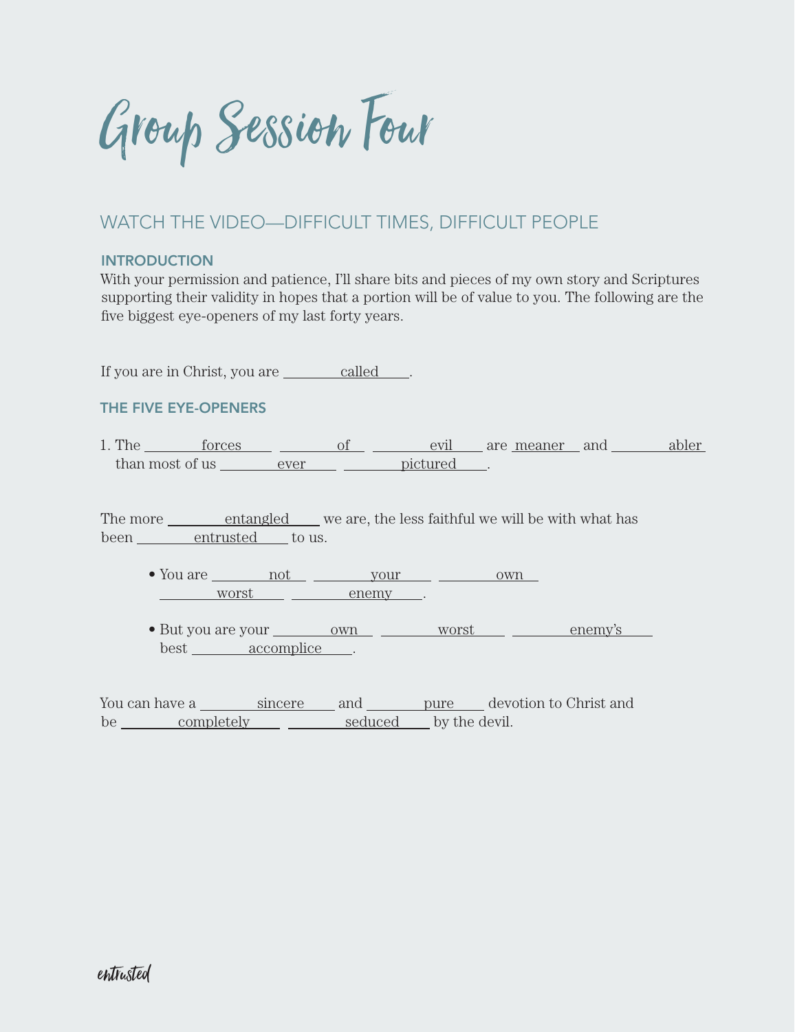# Group Session Four

## WATCH THE VIDEO—DIFFICULT TIMES, DIFFICULT PEOPLE

### INTRODUCTION

With your permission and patience, I'll share bits and pieces of my own story and Scriptures supporting their validity in hopes that a portion will be of value to you. The following are the five biggest eye-openers of my last forty years.

If you are in Christ, you are ____called____.

### THE FIVE EYE-OPENERS

1. The ____forces____ ____of____ ____evil____ are ____meaner____ and ____abler____ than most of us ____ever____ ____pictured____.

The more ____entangled____ we are, the less faithful we will be with what has been ____entrusted____ to us.

- You are ____not____ ____your____ ____own____ ____worst____ ____enemy____.
- But you are your ____own____ ____worst____ ____enemy's____ best ____accomplice____.

You can have a ____sincere____ and ____pure____ devotion to Christ and be ____completely____ ____seduced____ by the devil.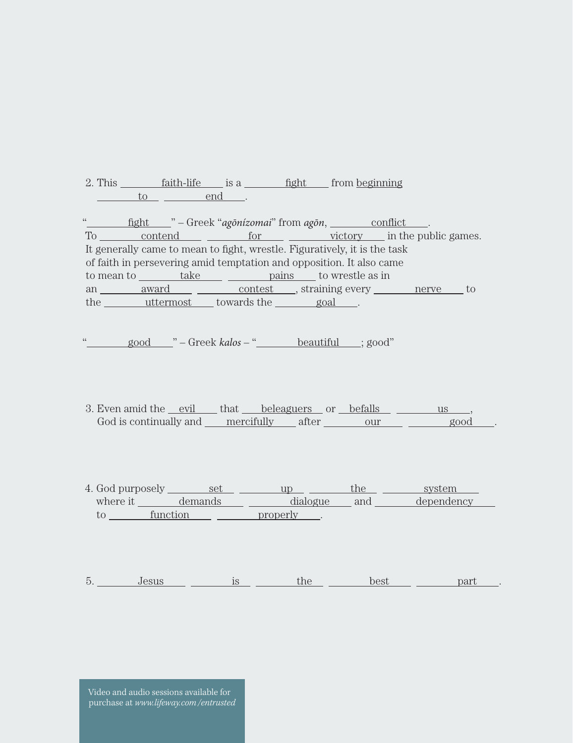2. This faith-life is a fight from beginning to end.

"fight" – Greek "*agōnízomai*" from *agōn*, conflict. To contend for victory in the public games. It generally came to mean to fight, wrestle. Figuratively, it is the task of faith in persevering amid temptation and opposition. It also came to mean to take pains to wrestle as in an award contest, straining every nerve to the uttermost towards the goal.

"good" – Greek *kalos* – "beautiful; good"

3. Even amid the evil that beleaguers or befalls us, God is continually and mercifully after our good.

4. God purposely set up the system where it demands dialogue and dependency to function properly.

5. Jesus is the best part.

Video and audio sessions available for purchase at *www.lifeway.com/entrusted*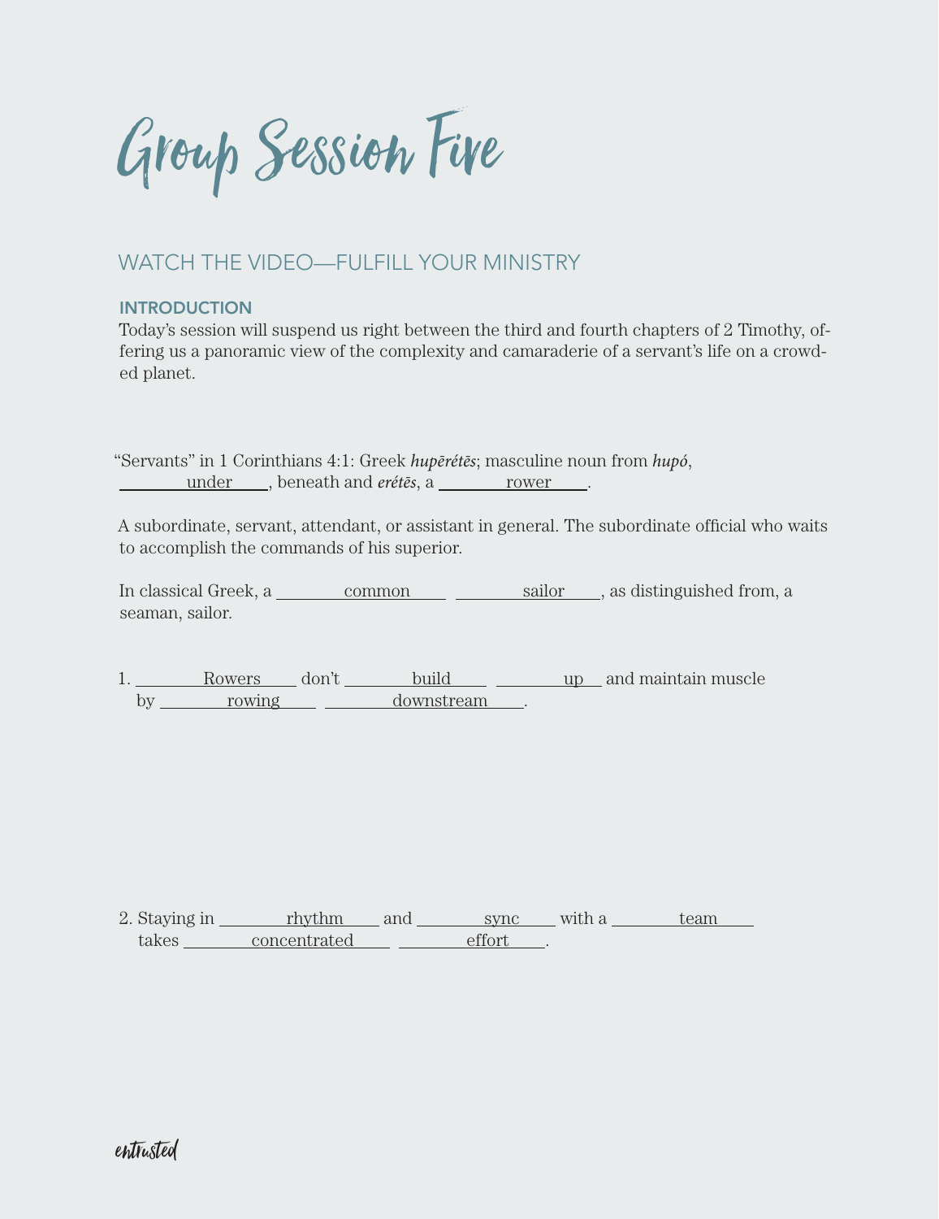# Group Session Five

## WATCH THE VIDEO—FULFILL YOUR MINISTRY

### INTRODUCTION

Today's session will suspend us right between the third and fourth chapters of 2 Timothy, offering us a panoramic view of the complexity and camaraderie of a servant's life on a crowded planet.

"Servants" in 1 Corinthians 4:1: Greek *hupērétēs*; masculine noun from *hupó*, ___under___, beneath and *erétēs*, a ___rower___.

A subordinate, servant, attendant, or assistant in general. The subordinate official who waits to accomplish the commands of his superior.

In classical Greek, a ___common___ ___sailor___, as distinguished from, a seaman, sailor.

1. ___Rowers___ don't ___build___ ___up___ and maintain muscle by ___rowing___ ___downstream___.

2. Staying in ___rhythm___ and ___sync___ with a ___team___ takes ___concentrated___ ___effort___.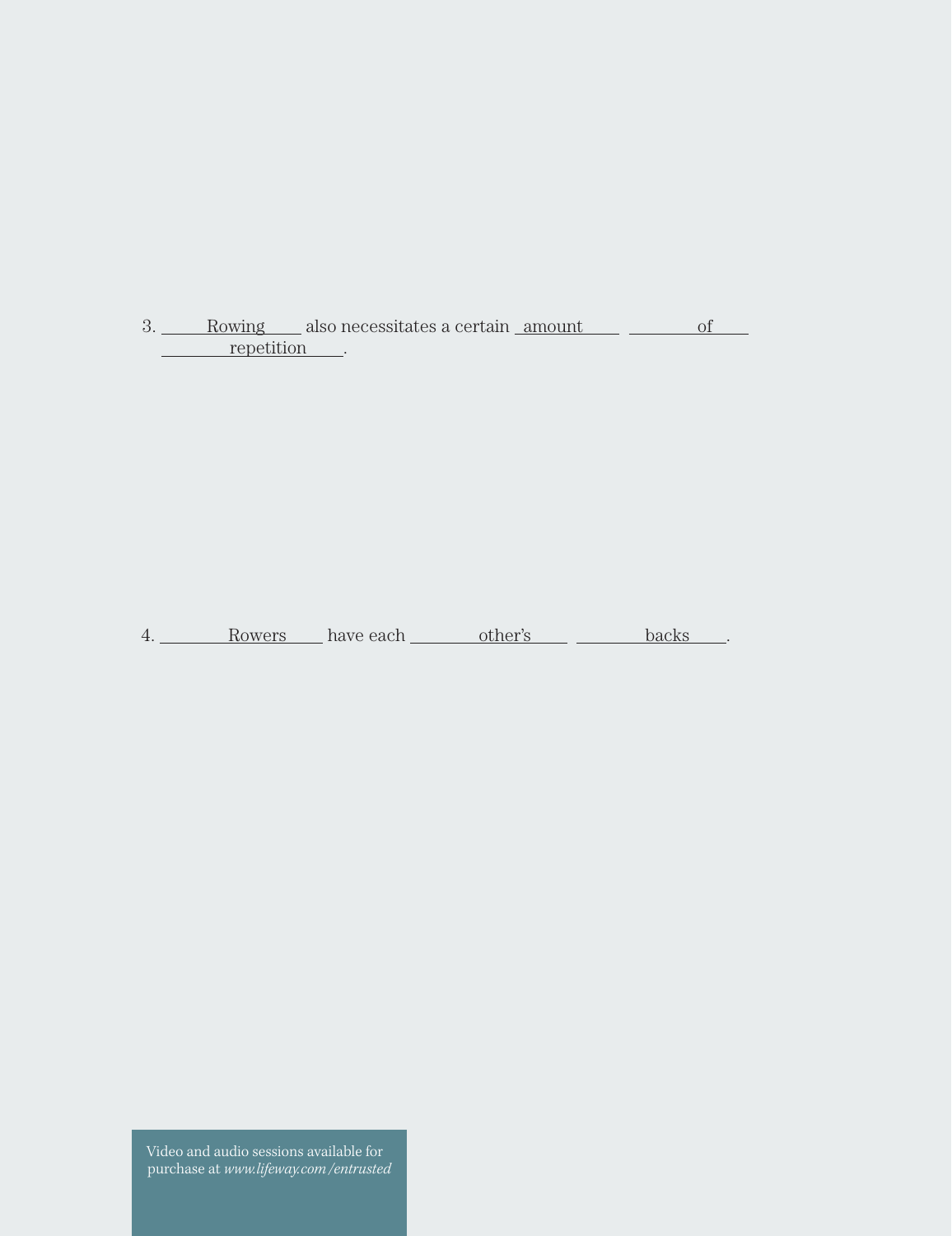3. Rowing also necessitates a certain amount of repetition.

4. Rowers have each other's backs.

Video and audio sessions available for purchase at *www.lifeway.com/entrusted*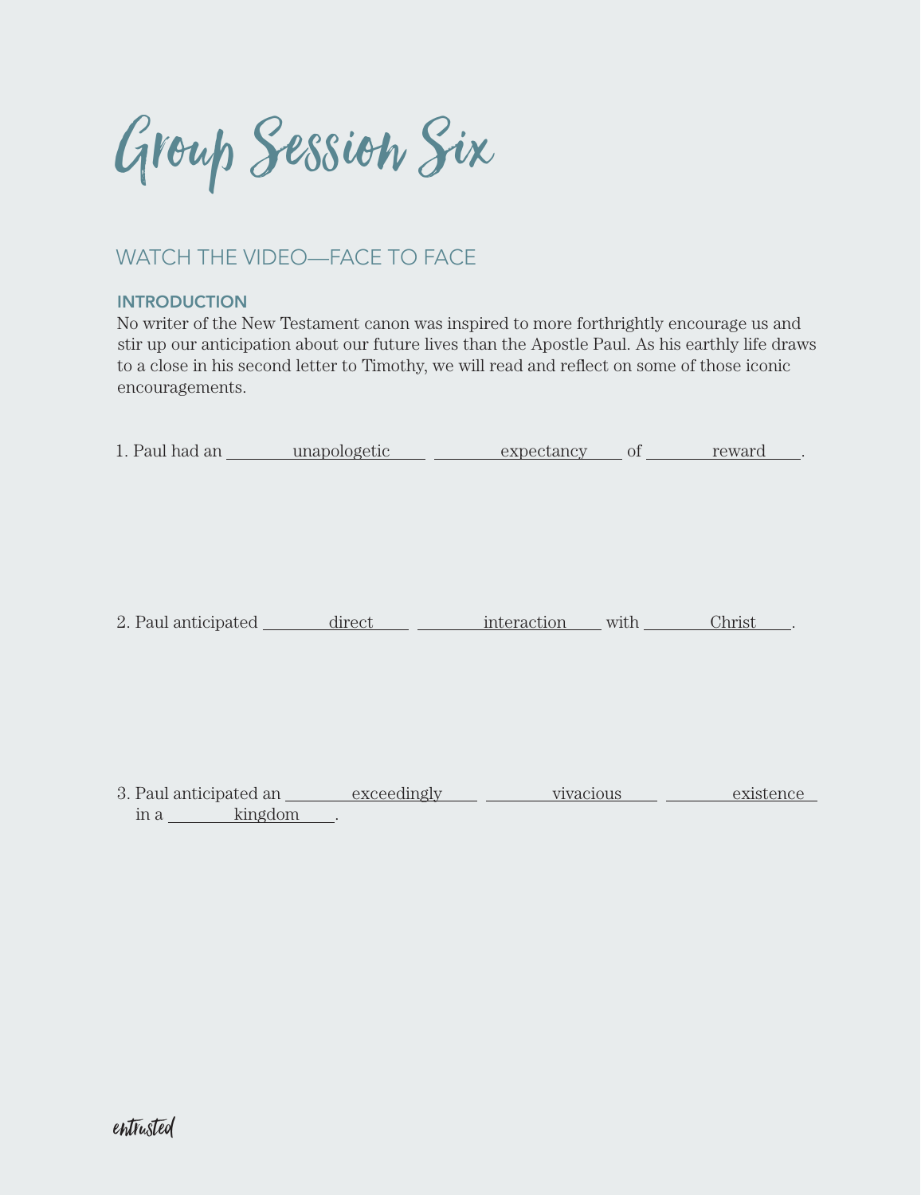# Group Session Six

## WATCH THE VIDEO—FACE TO FACE

### INTRODUCTION

No writer of the New Testament canon was inspired to more forthrightly encourage us and stir up our anticipation about our future lives than the Apostle Paul. As his earthly life draws to a close in his second letter to Timothy, we will read and reflect on some of those iconic encouragements.

1. Paul had an unapologetic expectancy of reward.

2. Paul anticipated direct interaction with Christ.

3. Paul anticipated an exceedingly vivacious existence in a kingdom.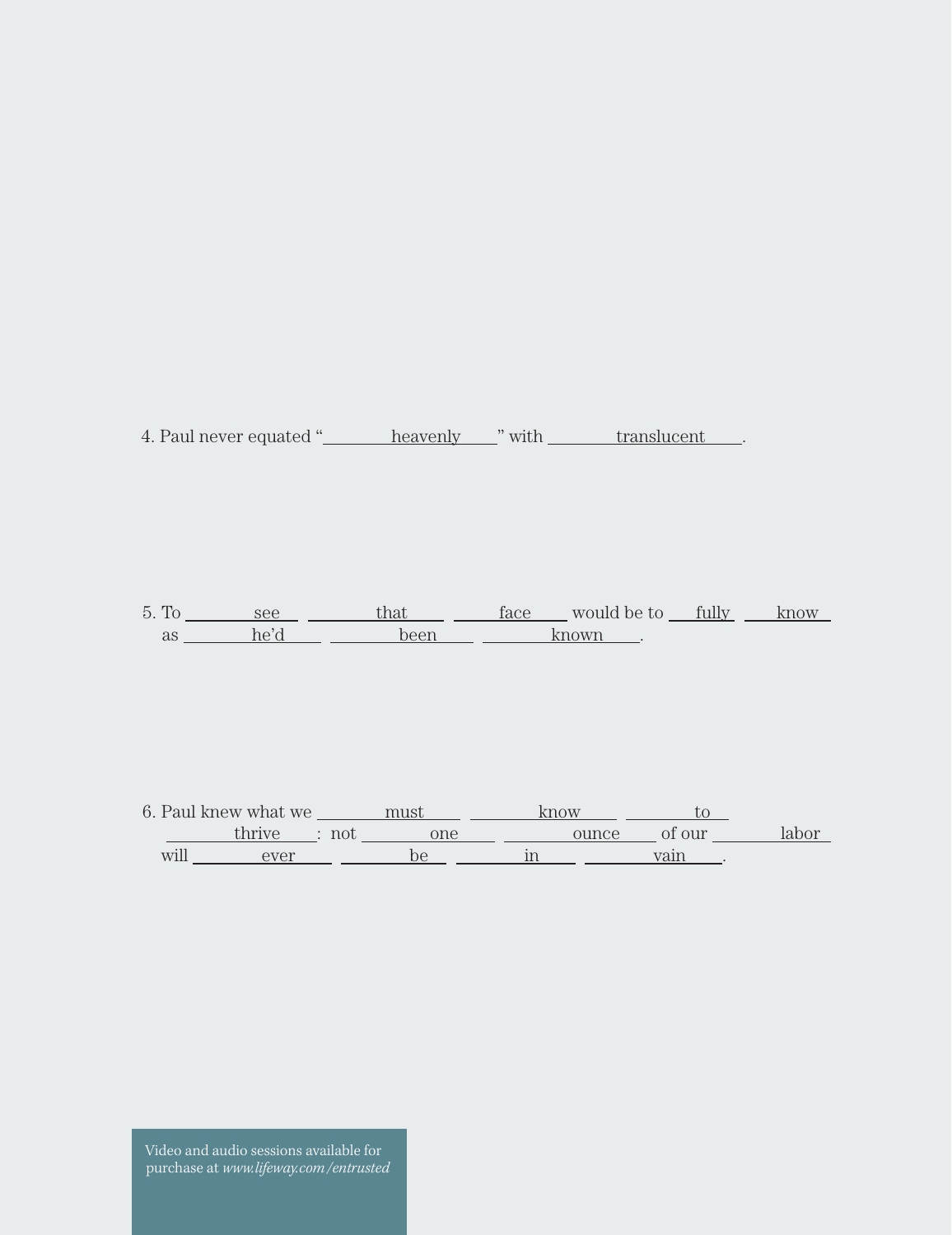4. Paul never equated "heavenly" with translucent.

5. To see that face would be to fully know as he'd been known.

6. Paul knew what we must know to thrive: not one ounce of our labor will ever be in vain.

Video and audio sessions available for purchase at *www.lifeway.com/entrusted*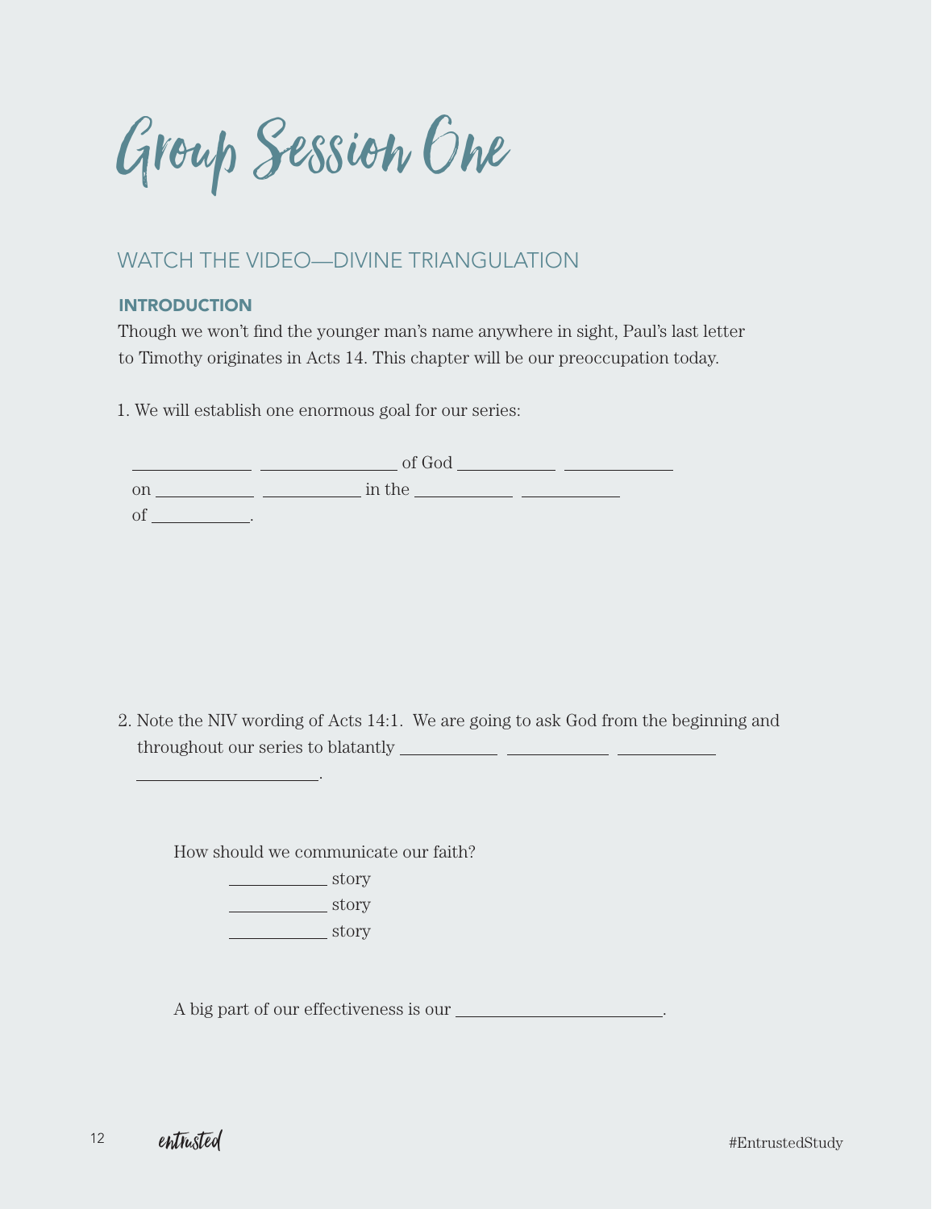# Group Session One

## WATCH THE VIDEO—DIVINE TRIANGULATION

### INTRODUCTION

Though we won't find the younger man's name anywhere in sight, Paul's last letter to Timothy originates in Acts 14. This chapter will be our preoccupation today.

1. We will establish one enormous goal for our series:

   ____________ ______________ of God __________ ____________
   on __________ __________ in the __________ __________
   of __________.

2. Note the NIV wording of Acts 14:1. We are going to ask God from the beginning and throughout our series to blatantly __________ __________ __________ ____________________.

   How should we communicate our faith?

   __________ story
   __________ story
   __________ story

   A big part of our effectiveness is our ______________________.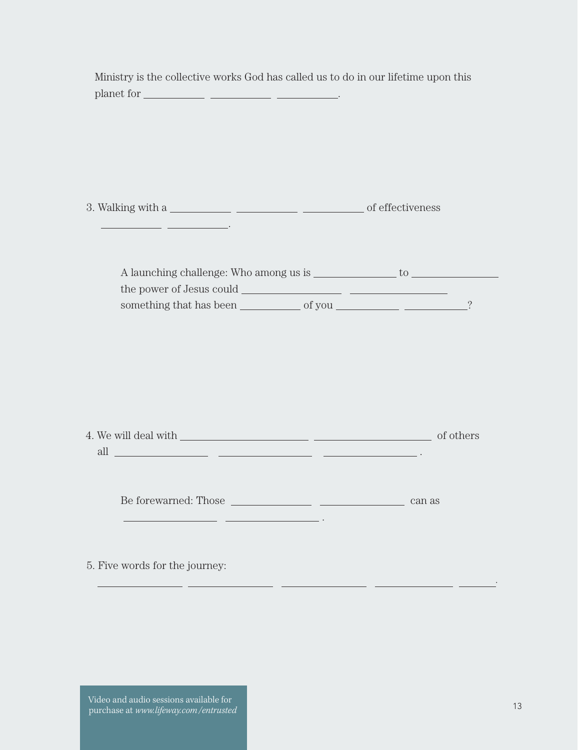Ministry is the collective works God has called us to do in our lifetime upon this planet for ___________ ___________ ___________.

3. Walking with a ___________ ___________ ___________ of effectiveness ___________ ___________.

    A launching challenge: Who among us is ______________ to ______________ the power of Jesus could ________________ ________________ something that has been ___________ of you ___________ ___________?

4. We will deal with ______________________ ______________________ of others all ________________ ________________ ________________ .

    Be forewarned: Those ______________ ______________ can as ________________ ________________ .

5. Five words for the journey:
______________ ______________ ______________ ______________ _______.

Video and audio sessions available for purchase at *www.lifeway.com/entrusted*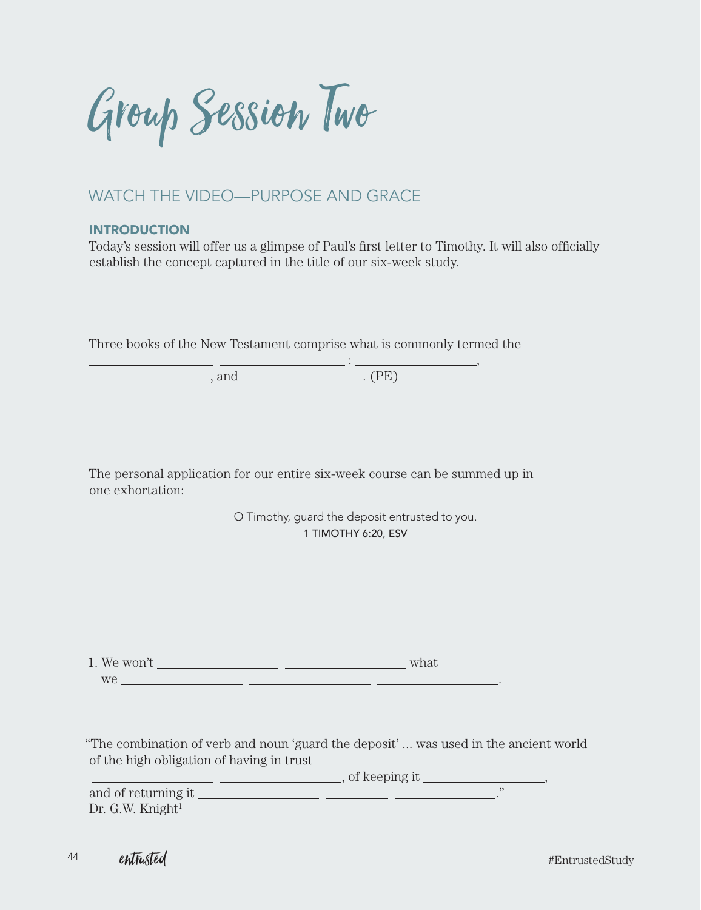# Group Session Two

## WATCH THE VIDEO—PURPOSE AND GRACE

### INTRODUCTION

Today's session will offer us a glimpse of Paul's first letter to Timothy. It will also officially establish the concept captured in the title of our six-week study.

Three books of the New Testament comprise what is commonly termed the
__________ __________ : __________,
__________, and __________. (PE)

The personal application for our entire six-week course can be summed up in one exhortation:

> O Timothy, guard the deposit entrusted to you.
> 1 TIMOTHY 6:20, ESV

1. We won't __________ __________ what
   we __________ __________ __________.

"The combination of verb and noun 'guard the deposit' ... was used in the ancient world of the high obligation of having in trust __________ __________
__________ __________, of keeping it __________,
and of returning it __________ __________ __________."
Dr. G.W. Knight[1]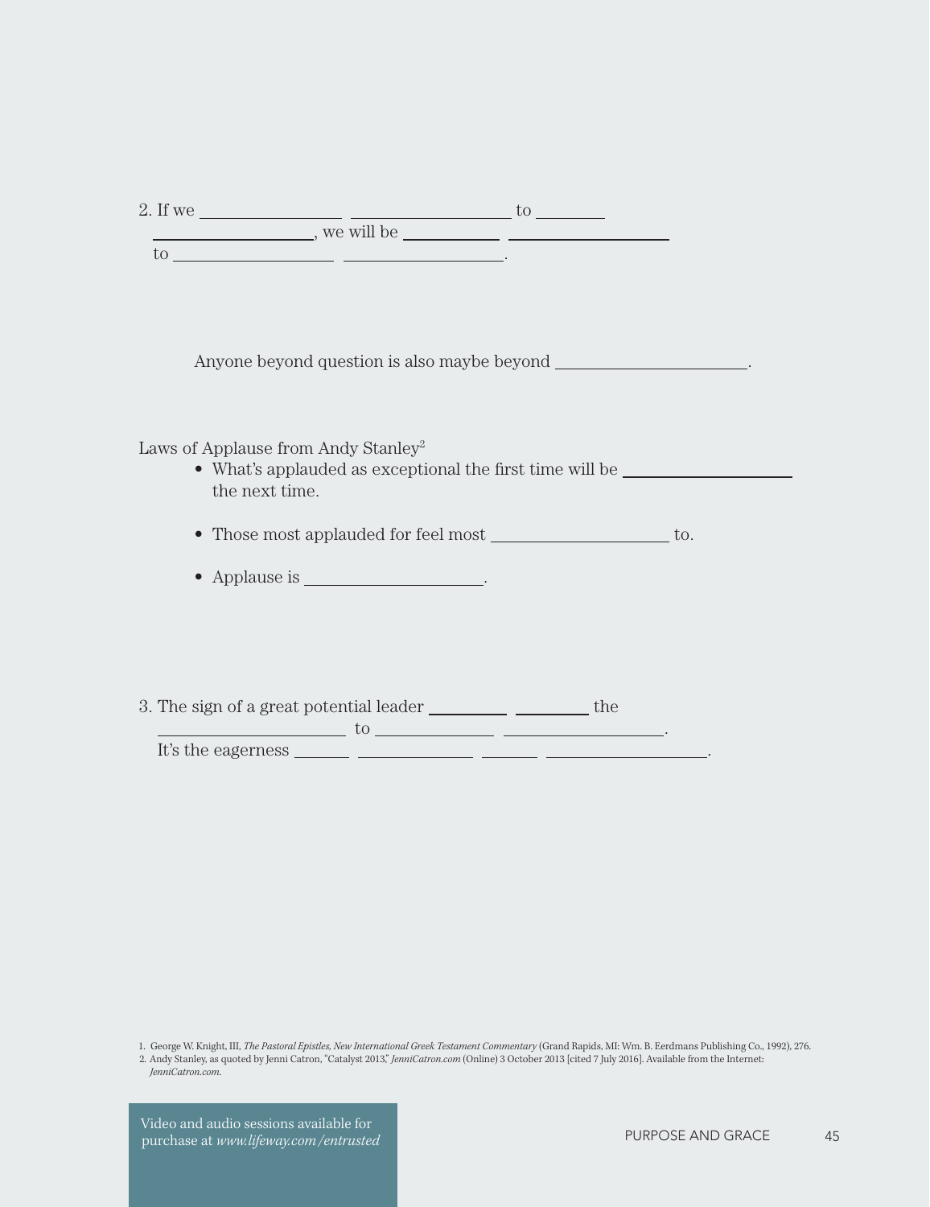2. If we ________ ________ to ________ ________, we will be ________ ________ to ________ ________.

Anyone beyond question is also maybe beyond ________.

Laws of Applause from Andy Stanley[2]

- What's applauded as exceptional the first time will be ________ the next time.
- Those most applauded for feel most ________ to.
- Applause is ________.

3. The sign of a great potential leader ________ ________ the ________ to ________ ________. It's the eagerness ________ ________ ________ ________.

1. George W. Knight, III, *The Pastoral Epistles, New International Greek Testament Commentary* (Grand Rapids, MI: Wm. B. Eerdmans Publishing Co., 1992), 276.
2. Andy Stanley, as quoted by Jenni Catron, "Catalyst 2013," *JenniCatron.com* (Online) 3 October 2013 [cited 7 July 2016]. Available from the Internet: *JenniCatron.com*.

Video and audio sessions available for purchase at *www.lifeway.com/entrusted*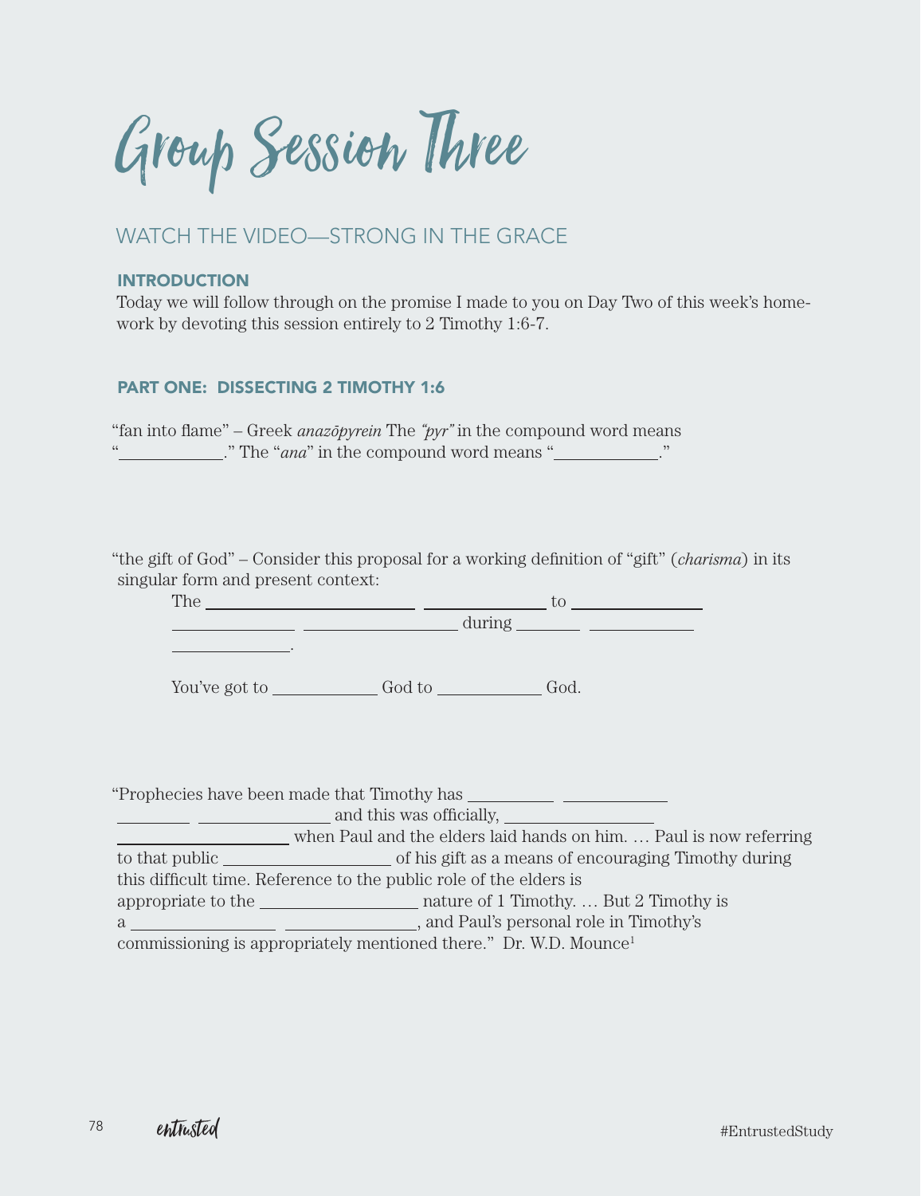# Group Session Three

## WATCH THE VIDEO—STRONG IN THE GRACE

### INTRODUCTION

Today we will follow through on the promise I made to you on Day Two of this week's homework by devoting this session entirely to 2 Timothy 1:6-7.

### PART ONE: DISSECTING 2 TIMOTHY 1:6

"fan into flame" – Greek *anazōpyrein* The *"pyr"* in the compound word means "__________." The "*ana*" in the compound word means "__________."

"the gift of God" – Consider this proposal for a working definition of "gift" (*charisma*) in its singular form and present context:

The ____________________ ____________ to ____________ ____________ ______________ during ________ __________ ____________.

You've got to __________ God to __________ God.

"Prophecies have been made that Timothy has ________ __________ ________ ____________ and this was officially, ______________ ________________ when Paul and the elders laid hands on him. … Paul is now referring to that public ________________ of his gift as a means of encouraging Timothy during this difficult time. Reference to the public role of the elders is appropriate to the ________________ nature of 1 Timothy. … But 2 Timothy is a ______________ ____________, and Paul's personal role in Timothy's commissioning is appropriately mentioned there." Dr. W.D. Mounce[1]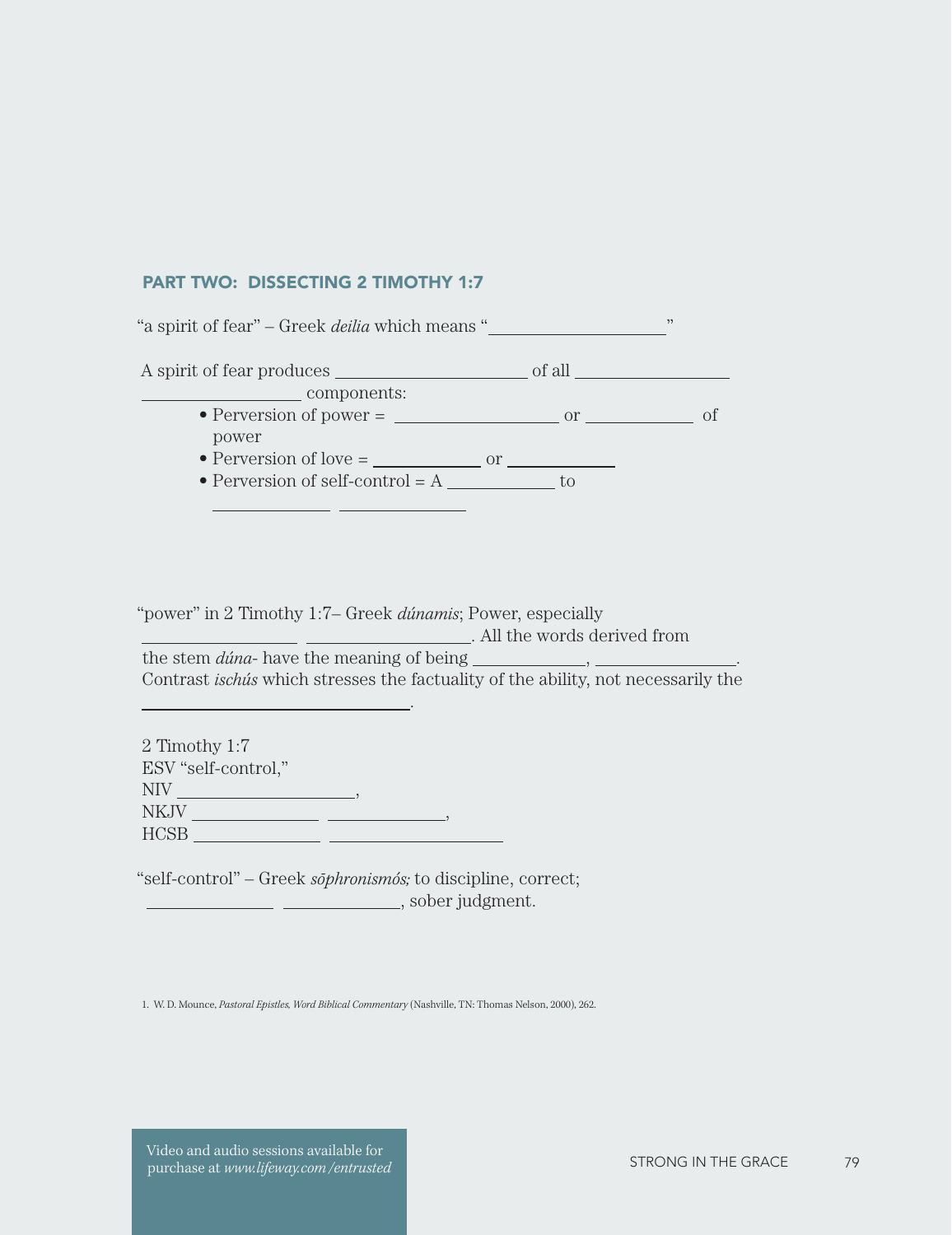## PART TWO: DISSECTING 2 TIMOTHY 1:7

"a spirit of fear" – Greek *deilia* which means "____________________"

A spirit of fear produces ____________________ of all ________________ ________________ components:

- Perversion of power = ________________ or ____________ of power
- Perversion of love = ____________ or ____________
- Perversion of self-control = A ____________ to ____________ ____________

"power" in 2 Timothy 1:7– Greek *dúnamis*; Power, especially ________________ ________________. All the words derived from the stem *dúna-* have the meaning of being ____________, ______________. Contrast *ischús* which stresses the factuality of the ability, not necessarily the ____________________________.

2 Timothy 1:7
ESV "self-control,"
NIV ____________________,
NKJV ______________ ______________,
HCSB ______________ ____________________

"self-control" – Greek *sōphronismós;* to discipline, correct; ______________ ______________, sober judgment.

1. W. D. Mounce, *Pastoral Epistles, Word Biblical Commentary* (Nashville, TN: Thomas Nelson, 2000), 262.

Video and audio sessions available for purchase at *www.lifeway.com/entrusted*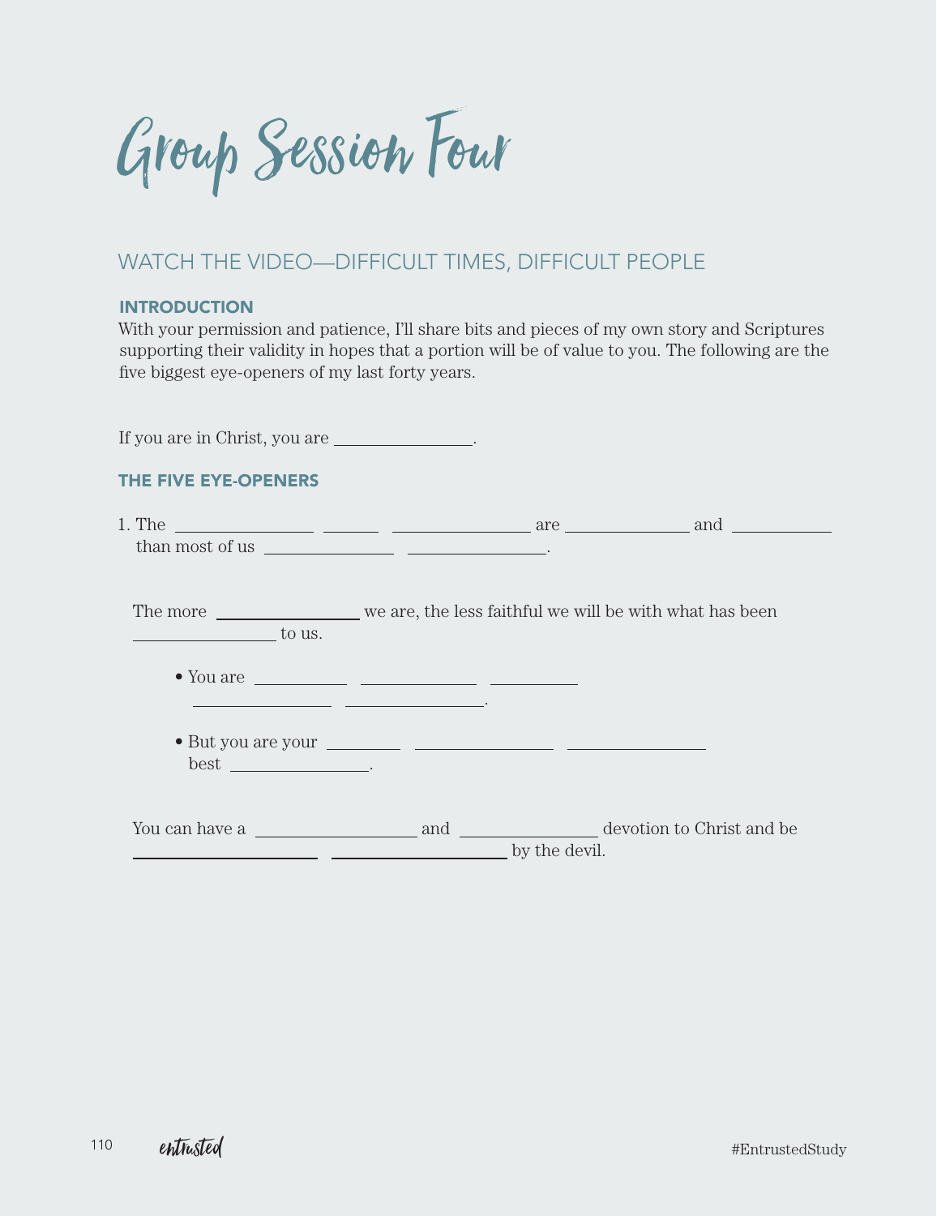# Group Session Four

## WATCH THE VIDEO—DIFFICULT TIMES, DIFFICULT PEOPLE

### INTRODUCTION

With your permission and patience, I'll share bits and pieces of my own story and Scriptures supporting their validity in hopes that a portion will be of value to you. The following are the five biggest eye-openers of my last forty years.

If you are in Christ, you are ______________.

### THE FIVE EYE-OPENERS

1. The ______________ ______ ______________ are ______________ and ___________ than most of us ______________ ______________.

The more ______________ we are, the less faithful we will be with what has been ______________ to us.

- You are __________ ____________ __________ ______________ ______________.
- But you are your ________ ______________ ______________ best ______________.

You can have a ________________ and ______________ devotion to Christ and be ____________________ ____________________ by the devil.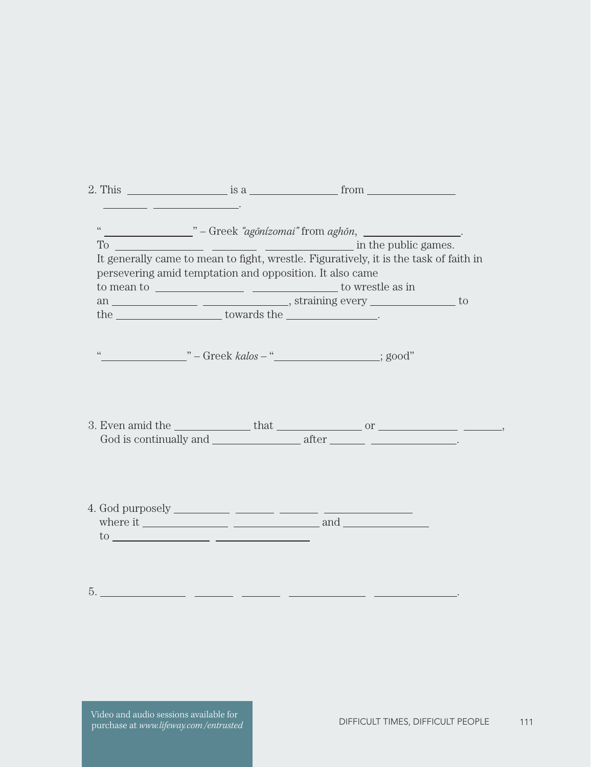2. This ________________ is a ______________ from ______________ _______ ______________.

"______________" – Greek *"agōnízomai"* from *aghōn*, ______________.
To ______________ _______ ______________ in the public games.
It generally came to mean to fight, wrestle. Figuratively, it is the task of faith in persevering amid temptation and opposition. It also came to mean to ______________ ______________ to wrestle as in an ______________ ______________, straining every ______________ to the ________________ towards the ______________.

"______________" – Greek *kalos* – "________________; good"

3. Even amid the ____________ that ______________ or ____________ ______, God is continually and ______________ after ______ ______________.

4. God purposely _________ _______ _______ ______________ where it ______________ ______________ and ______________ to ________________ ________________

5. ______________ _______ _______ _____________ ______________.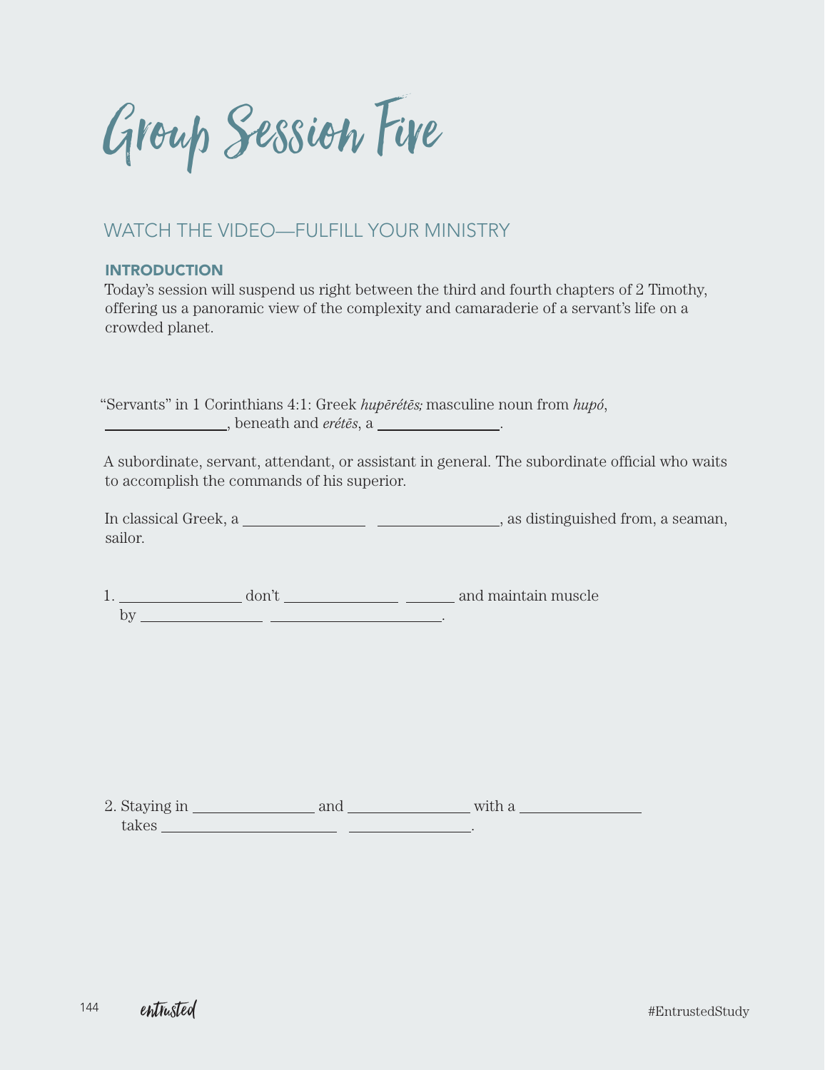# Group Session Five

## WATCH THE VIDEO—FULFILL YOUR MINISTRY

### INTRODUCTION

Today's session will suspend us right between the third and fourth chapters of 2 Timothy, offering us a panoramic view of the complexity and camaraderie of a servant's life on a crowded planet.

"Servants" in 1 Corinthians 4:1: Greek *hupērétēs;* masculine noun from *hupó*, \_\_\_\_\_\_\_\_\_\_\_\_\_\_\_\_, beneath and *erétēs*, a \_\_\_\_\_\_\_\_\_\_\_\_\_\_\_\_.

A subordinate, servant, attendant, or assistant in general. The subordinate official who waits to accomplish the commands of his superior.

In classical Greek, a \_\_\_\_\_\_\_\_\_\_\_\_\_\_\_\_ \_\_\_\_\_\_\_\_\_\_\_\_\_\_\_\_, as distinguished from, a seaman, sailor.

1. \_\_\_\_\_\_\_\_\_\_\_\_\_\_\_\_ don't \_\_\_\_\_\_\_\_\_\_\_\_\_\_\_ \_\_\_\_\_\_\_ and maintain muscle by \_\_\_\_\_\_\_\_\_\_\_\_\_\_\_\_ \_\_\_\_\_\_\_\_\_\_\_\_\_\_\_\_\_\_\_\_\_\_\_\_.

2. Staying in \_\_\_\_\_\_\_\_\_\_\_\_\_\_\_\_ and \_\_\_\_\_\_\_\_\_\_\_\_\_\_\_\_ with a \_\_\_\_\_\_\_\_\_\_\_\_\_\_\_\_ takes \_\_\_\_\_\_\_\_\_\_\_\_\_\_\_\_\_\_\_\_\_\_\_\_ \_\_\_\_\_\_\_\_\_\_\_\_\_\_\_\_.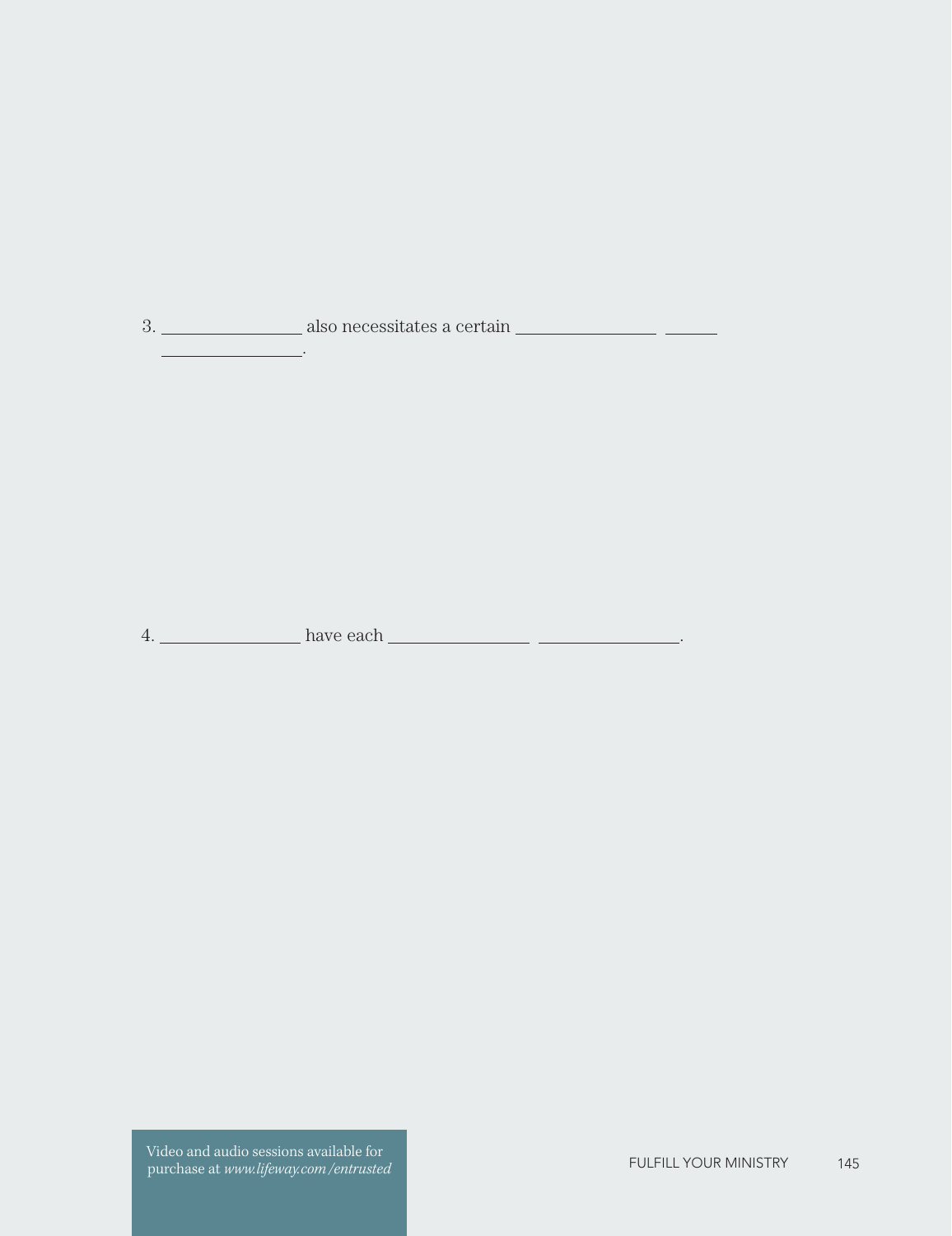3. _______________ also necessitates a certain _______________ _____ _______________.

4. _______________ have each _______________ _______________.

Video and audio sessions available for purchase at *www.lifeway.com/entrusted*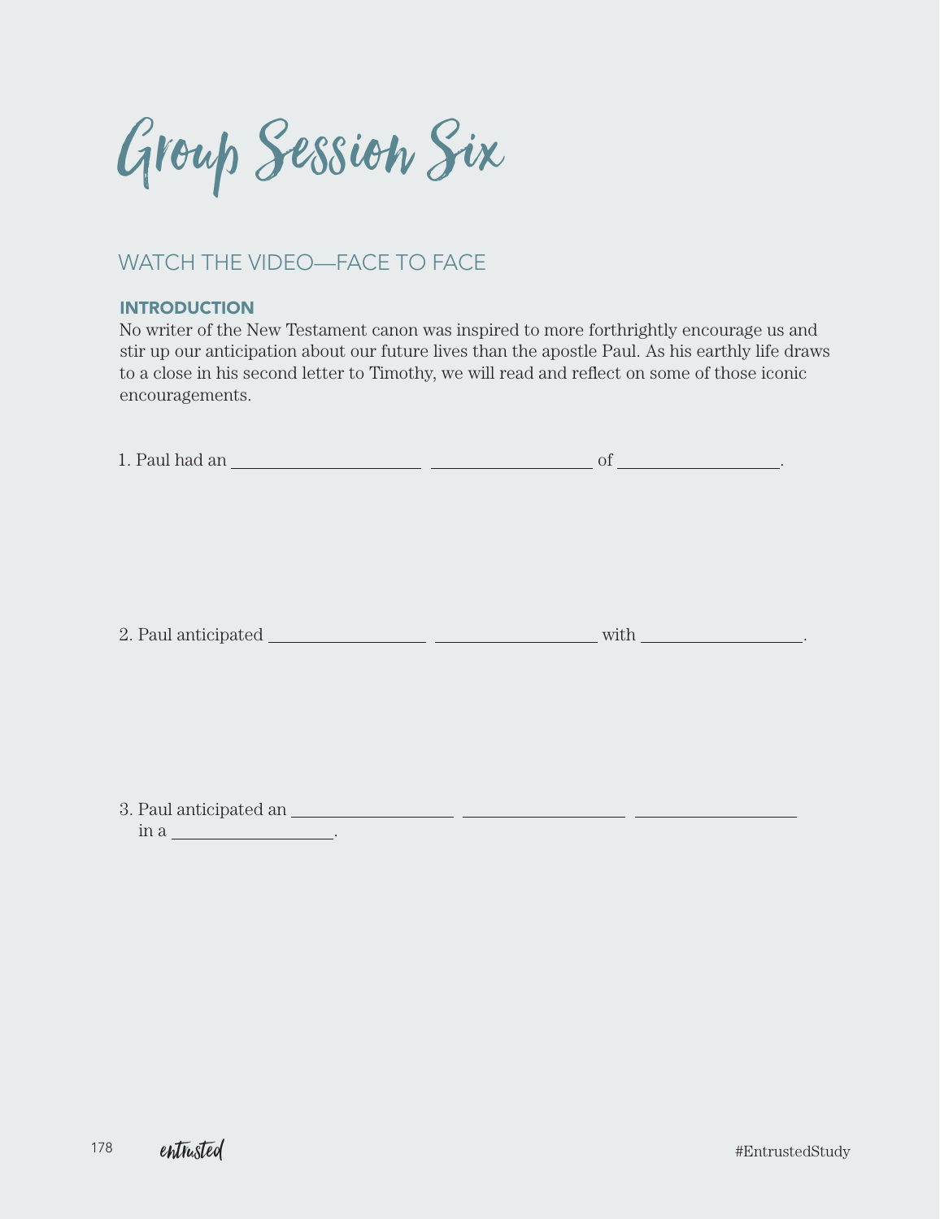# Group Session Six

## WATCH THE VIDEO—FACE TO FACE

### INTRODUCTION

No writer of the New Testament canon was inspired to more forthrightly encourage us and stir up our anticipation about our future lives than the apostle Paul. As his earthly life draws to a close in his second letter to Timothy, we will read and reflect on some of those iconic encouragements.

1. Paul had an ____________________ ____________________ of ____________________.

2. Paul anticipated ____________________ ____________________ with ____________________.

3. Paul anticipated an ____________________ ____________________ ____________________ in a ____________________.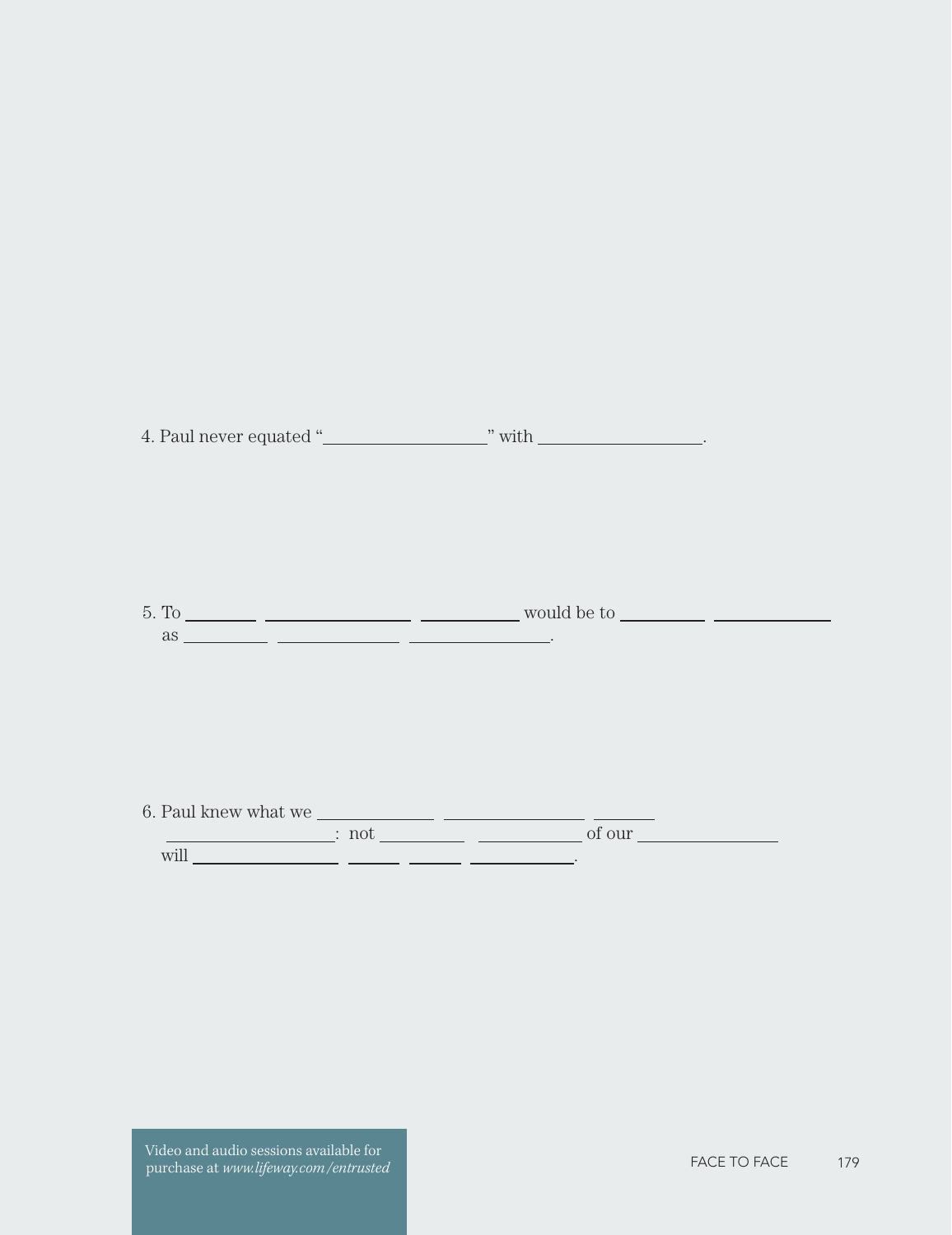4. Paul never equated "\_\_\_\_\_\_\_\_\_\_\_\_" with \_\_\_\_\_\_\_\_\_\_\_\_.

5. To \_\_\_\_\_\_ \_\_\_\_\_\_\_\_\_\_\_\_ \_\_\_\_\_\_\_\_ would be to \_\_\_\_\_\_\_ \_\_\_\_\_\_\_\_\_ as \_\_\_\_\_\_\_ \_\_\_\_\_\_\_\_\_ \_\_\_\_\_\_\_\_\_\_.

6. Paul knew what we \_\_\_\_\_\_\_\_\_ \_\_\_\_\_\_\_\_\_\_\_ \_\_\_\_\_ \_\_\_\_\_\_\_\_\_\_\_\_: not \_\_\_\_\_\_\_ \_\_\_\_\_\_\_\_ of our \_\_\_\_\_\_\_\_\_\_ will \_\_\_\_\_\_\_\_\_\_\_ \_\_\_\_ \_\_\_\_ \_\_\_\_\_\_\_\_.

Video and audio sessions available for purchase at *www.lifeway.com/entrusted*